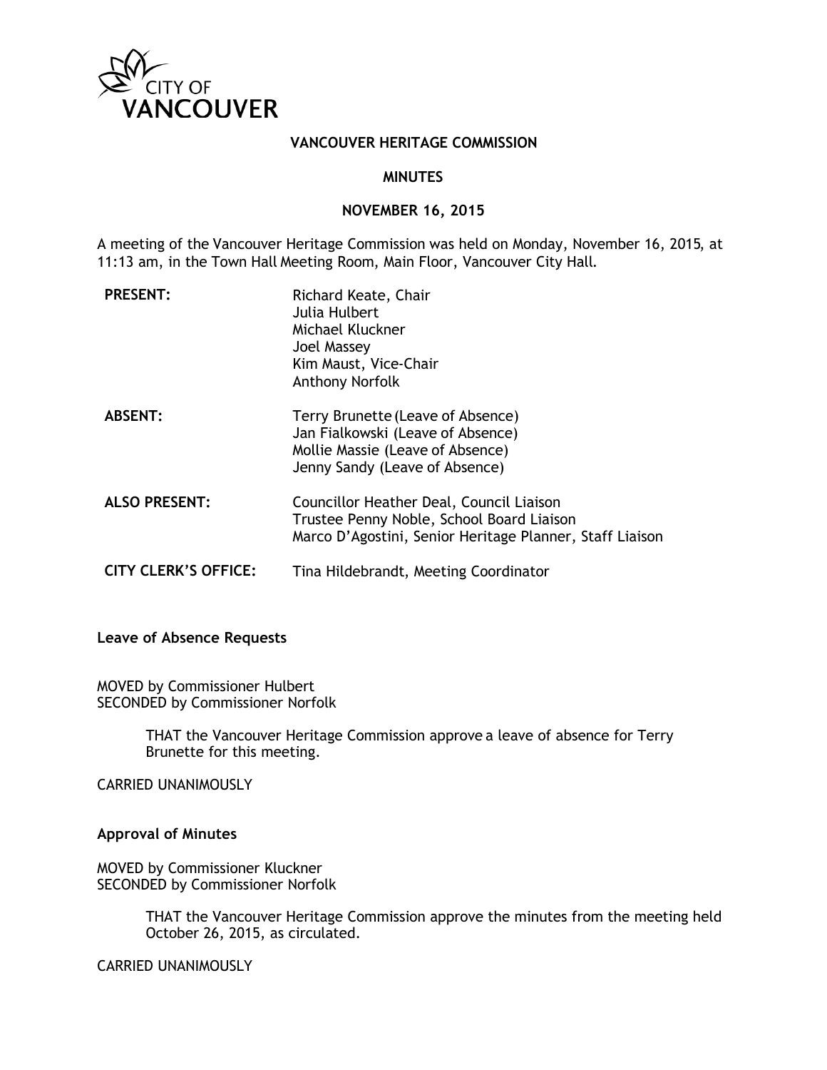CITY OF VANCOUVER

# VANCOUVER HERITAGE COMMISSION

## MINUTES

## NOVEMBER 16, 2015

A meeting of the Vancouver Heritage Commission was held on Monday, November 16, 2015, at 11:13 am, in the Town Hall Meeting Room, Main Floor, Vancouver City Hall.

| | |
|---|---|
| **PRESENT:** | Richard Keate, Chair<br>Julia Hulbert<br>Michael Kluckner<br>Joel Massey<br>Kim Maust, Vice-Chair<br>Anthony Norfolk |
| **ABSENT:** | Terry Brunette (Leave of Absence)<br>Jan Fialkowski (Leave of Absence)<br>Mollie Massie (Leave of Absence)<br>Jenny Sandy (Leave of Absence) |
| **ALSO PRESENT:** | Councillor Heather Deal, Council Liaison<br>Trustee Penny Noble, School Board Liaison<br>Marco D'Agostini, Senior Heritage Planner, Staff Liaison |
| **CITY CLERK'S OFFICE:** | Tina Hildebrandt, Meeting Coordinator |

### Leave of Absence Requests

MOVED by Commissioner Hulbert
SECONDED by Commissioner Norfolk

> THAT the Vancouver Heritage Commission approve a leave of absence for Terry Brunette for this meeting.

CARRIED UNANIMOUSLY

### Approval of Minutes

MOVED by Commissioner Kluckner
SECONDED by Commissioner Norfolk

> THAT the Vancouver Heritage Commission approve the minutes from the meeting held October 26, 2015, as circulated.

CARRIED UNANIMOUSLY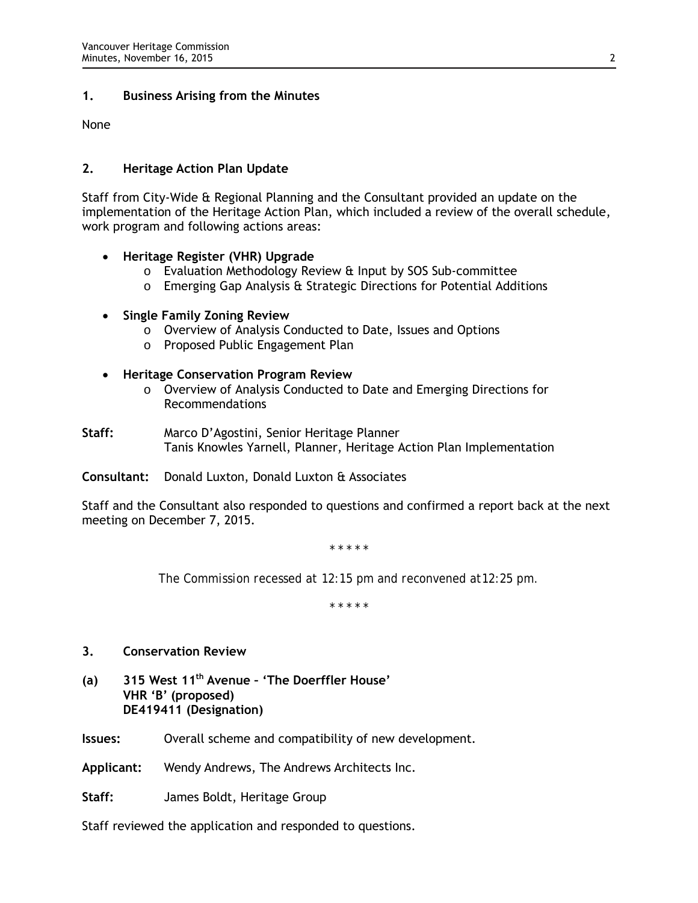## 1. Business Arising from the Minutes

None

## 2. Heritage Action Plan Update

Staff from City-Wide & Regional Planning and the Consultant provided an update on the implementation of the Heritage Action Plan, which included a review of the overall schedule, work program and following actions areas:

- **Heritage Register (VHR) Upgrade**
  - Evaluation Methodology Review & Input by SOS Sub-committee
  - Emerging Gap Analysis & Strategic Directions for Potential Additions
- **Single Family Zoning Review**
  - Overview of Analysis Conducted to Date, Issues and Options
  - Proposed Public Engagement Plan
- **Heritage Conservation Program Review**
  - Overview of Analysis Conducted to Date and Emerging Directions for Recommendations

**Staff:** Marco D'Agostini, Senior Heritage Planner
Tanis Knowles Yarnell, Planner, Heritage Action Plan Implementation

**Consultant:** Donald Luxton, Donald Luxton & Associates

Staff and the Consultant also responded to questions and confirmed a report back at the next meeting on December 7, 2015.

\* \* \* \* \*

*The Commission recessed at 12:15 pm and reconvened at12:25 pm.*

\* \* \* \* \*

## 3. Conservation Review

### (a) 315 West 11th Avenue – 'The Doerffler House' VHR 'B' (proposed) DE419411 (Designation)

**Issues:** Overall scheme and compatibility of new development.

**Applicant:** Wendy Andrews, The Andrews Architects Inc.

**Staff:** James Boldt, Heritage Group

Staff reviewed the application and responded to questions.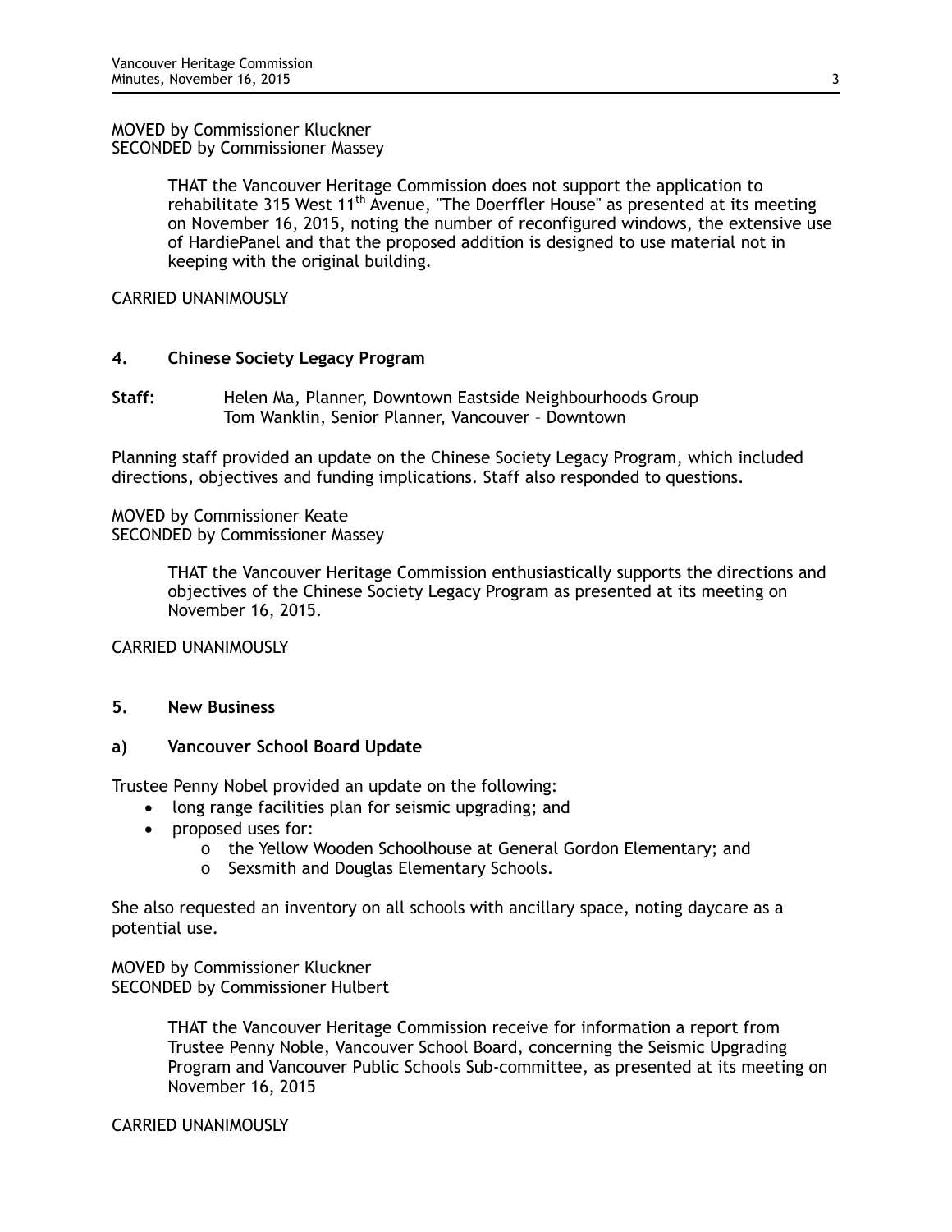MOVED by Commissioner Kluckner
SECONDED by Commissioner Massey

> THAT the Vancouver Heritage Commission does not support the application to rehabilitate 315 West 11th Avenue, "The Doerffler House" as presented at its meeting on November 16, 2015, noting the number of reconfigured windows, the extensive use of HardiePanel and that the proposed addition is designed to use material not in keeping with the original building.

CARRIED UNANIMOUSLY

## 4. Chinese Society Legacy Program

**Staff:** Helen Ma, Planner, Downtown Eastside Neighbourhoods Group
Tom Wanklin, Senior Planner, Vancouver – Downtown

Planning staff provided an update on the Chinese Society Legacy Program, which included directions, objectives and funding implications. Staff also responded to questions.

MOVED by Commissioner Keate
SECONDED by Commissioner Massey

> THAT the Vancouver Heritage Commission enthusiastically supports the directions and objectives of the Chinese Society Legacy Program as presented at its meeting on November 16, 2015.

CARRIED UNANIMOUSLY

## 5. New Business

### a) Vancouver School Board Update

Trustee Penny Nobel provided an update on the following:

- long range facilities plan for seismic upgrading; and
- proposed uses for:
  - the Yellow Wooden Schoolhouse at General Gordon Elementary; and
  - Sexsmith and Douglas Elementary Schools.

She also requested an inventory on all schools with ancillary space, noting daycare as a potential use.

MOVED by Commissioner Kluckner
SECONDED by Commissioner Hulbert

> THAT the Vancouver Heritage Commission receive for information a report from Trustee Penny Noble, Vancouver School Board, concerning the Seismic Upgrading Program and Vancouver Public Schools Sub-committee, as presented at its meeting on November 16, 2015

CARRIED UNANIMOUSLY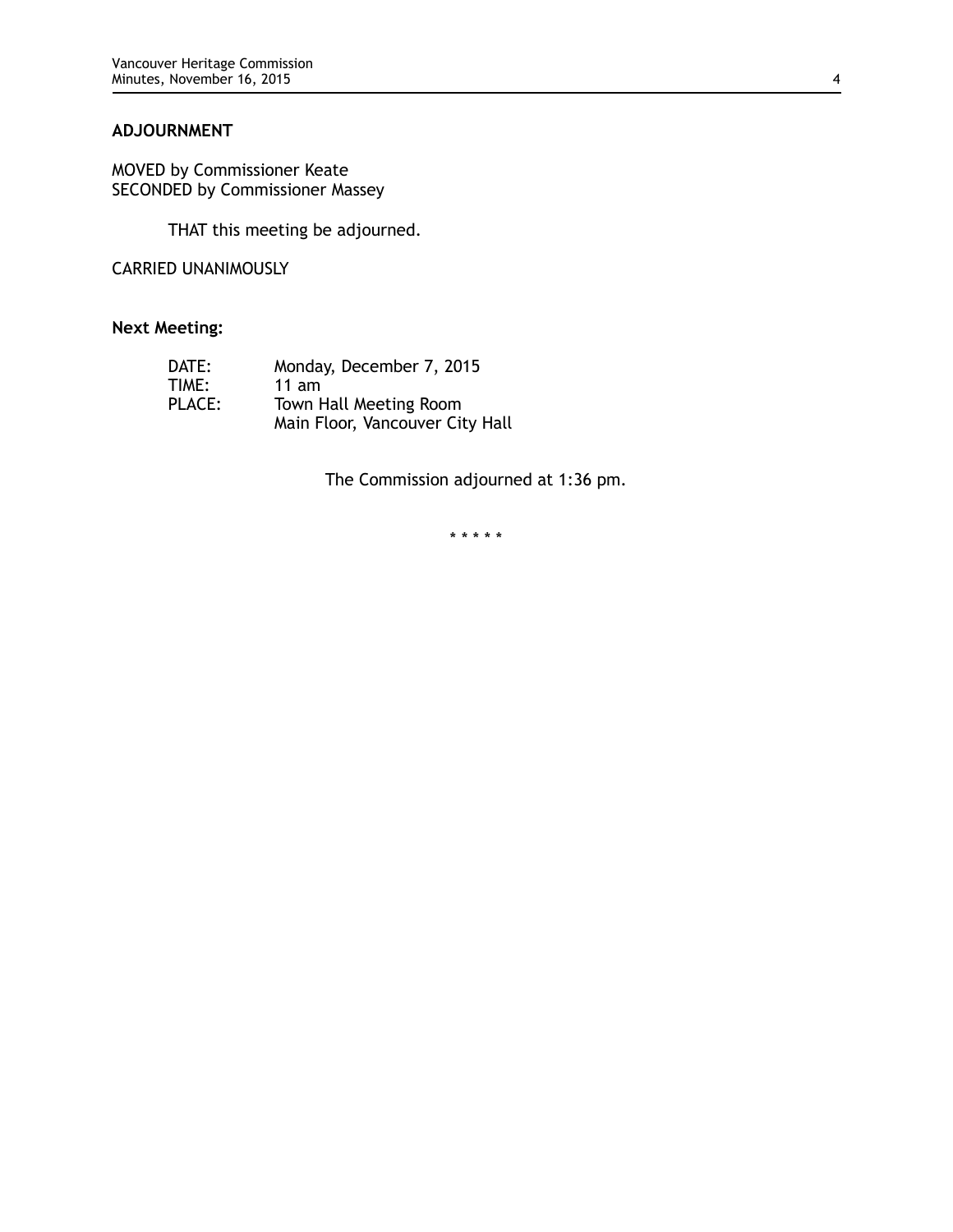**ADJOURNMENT**

MOVED by Commissioner Keate
SECONDED by Commissioner Massey

> THAT this meeting be adjourned.

CARRIED UNANIMOUSLY

**Next Meeting:**

| | |
|---|---|
| DATE: | Monday, December 7, 2015 |
| TIME: | 11 am |
| PLACE: | Town Hall Meeting Room<br>Main Floor, Vancouver City Hall |

The Commission adjourned at 1:36 pm.

\* \* \* \* \*